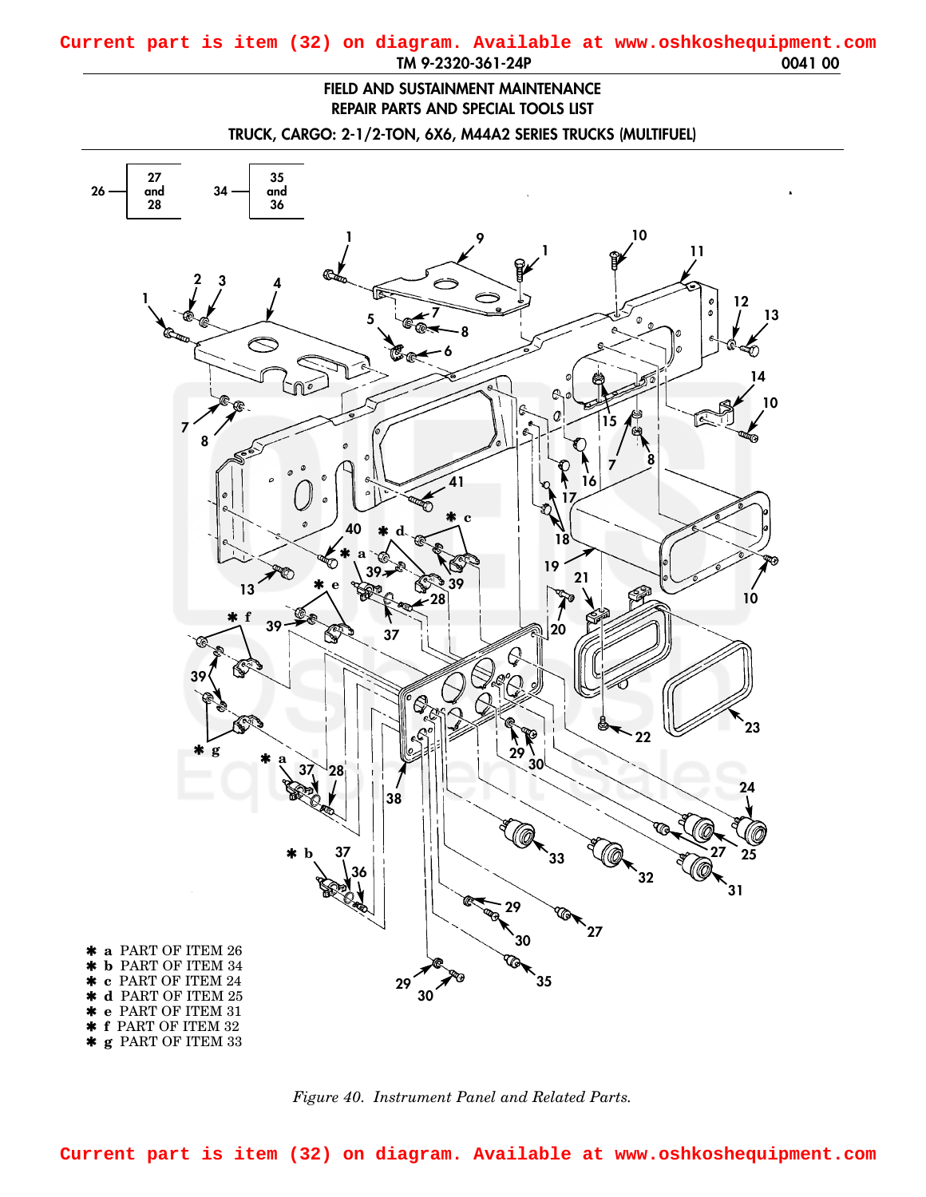Current part is item (32) on diagram. Available at www.oshkoshequipment.com

FIELD AND SUSTAINMENT MAINTENANCE
REPAIR PARTS AND SPECIAL TOOLS LIST

TRUCK, CARGO: 2-1/2-TON, 6X6, M44A2 SERIES TRUCKS (MULTIFUEL)

26 — 27 and 28

34 — 35 and 36

✱ a PART OF ITEM 26
✱ b PART OF ITEM 34
✱ c PART OF ITEM 24
✱ d PART OF ITEM 25
✱ e PART OF ITEM 31
✱ f PART OF ITEM 32
✱ g PART OF ITEM 33

*Figure 40. Instrument Panel and Related Parts.*

Current part is item (32) on diagram. Available at www.oshkoshequipment.com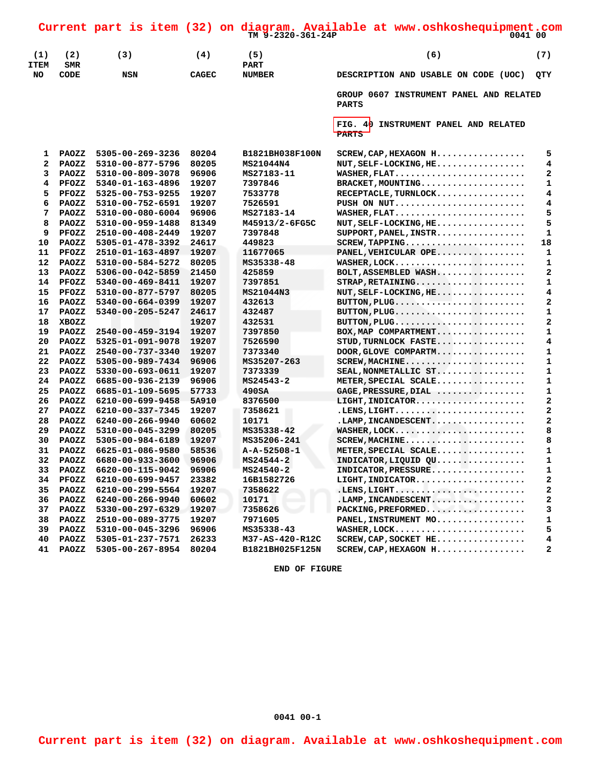Current part is item (32) on diagram. Available at www.oshkoshequipment.com

| (1) ITEM NO | (2) SMR CODE | (3) NSN | (4) CAGEC | (5) PART NUMBER | (6) DESCRIPTION AND USABLE ON CODE (UOC) | (7) QTY |
|---|---|---|---|---|---|---|
| | | | | | GROUP 0607 INSTRUMENT PANEL AND RELATED PARTS | |
| | | | | | FIG. 40 INSTRUMENT PANEL AND RELATED PARTS | |
| 1 | PAOZZ | 5305-00-269-3236 | 80204 | B1821BH038F100N | SCREW,CAP,HEXAGON H................. | 5 |
| 2 | PAOZZ | 5310-00-877-5796 | 80205 | MS21044N4 | NUT,SELF-LOCKING,HE................. | 4 |
| 3 | PAOZZ | 5310-00-809-3078 | 96906 | MS27183-11 | WASHER,FLAT......................... | 2 |
| 4 | PFOZZ | 5340-01-163-4896 | 19207 | 7397846 | BRACKET,MOUNTING.................... | 1 |
| 5 | PFOZZ | 5325-00-753-9255 | 19207 | 7533778 | RECEPTACLE,TURNLOCK................. | 4 |
| 6 | PAOZZ | 5310-00-752-6591 | 19207 | 7526591 | PUSH ON NUT......................... | 4 |
| 7 | PAOZZ | 5310-00-080-6004 | 96906 | MS27183-14 | WASHER,FLAT......................... | 5 |
| 8 | PAOZZ | 5310-00-959-1488 | 81349 | M45913/2-6FG5C | NUT,SELF-LOCKING,HE................. | 5 |
| 9 | PFOZZ | 2510-00-408-2449 | 19207 | 7397848 | SUPPORT,PANEL,INSTR................. | 1 |
| 10 | PAOZZ | 5305-01-478-3392 | 24617 | 449823 | SCREW,TAPPING....................... | 18 |
| 11 | PFOZZ | 2510-01-163-4897 | 19207 | 11677065 | PANEL,VEHICULAR OPE................. | 1 |
| 12 | PAOZZ | 5310-00-584-5272 | 80205 | MS35338-48 | WASHER,LOCK......................... | 1 |
| 13 | PAOZZ | 5306-00-042-5859 | 21450 | 425859 | BOLT,ASSEMBLED WASH................. | 2 |
| 14 | PFOZZ | 5340-00-469-8411 | 19207 | 7397851 | STRAP,RETAINING..................... | 1 |
| 15 | PFOZZ | 5310-00-877-5797 | 80205 | MS21044N3 | NUT,SELF-LOCKING,HE................. | 4 |
| 16 | PAOZZ | 5340-00-664-0399 | 19207 | 432613 | BUTTON,PLUG......................... | 2 |
| 17 | PAOZZ | 5340-00-205-5247 | 24617 | 432487 | BUTTON,PLUG......................... | 1 |
| 18 | XBOZZ | | 19207 | 432531 | BUTTON,PLUG......................... | 2 |
| 19 | PAOZZ | 2540-00-459-3194 | 19207 | 7397850 | BOX,MAP COMPARTMENT................. | 1 |
| 20 | PAOZZ | 5325-01-091-9078 | 19207 | 7526590 | STUD,TURNLOCK FASTE................. | 4 |
| 21 | PAOZZ | 2540-00-737-3340 | 19207 | 7373340 | DOOR,GLOVE COMPARTM................. | 1 |
| 22 | PAOZZ | 5305-00-989-7434 | 96906 | MS35207-263 | SCREW,MACHINE....................... | 1 |
| 23 | PAOZZ | 5330-00-693-0611 | 19207 | 7373339 | SEAL,NONMETALLIC ST................. | 1 |
| 24 | PAOZZ | 6685-00-936-2139 | 96906 | MS24543-2 | METER,SPECIAL SCALE................. | 1 |
| 25 | PAOZZ | 6685-01-109-5695 | 57733 | 490SA | GAGE,PRESSURE,DIAL ................. | 1 |
| 26 | PAOZZ | 6210-00-699-9458 | 5A910 | 8376500 | LIGHT,INDICATOR..................... | 2 |
| 27 | PAOZZ | 6210-00-337-7345 | 19207 | 7358621 | .LENS,LIGHT......................... | 2 |
| 28 | PAOZZ | 6240-00-266-9940 | 60602 | 10171 | .LAMP,INCANDESCENT.................. | 2 |
| 29 | PAOZZ | 5310-00-045-3299 | 80205 | MS35338-42 | WASHER,LOCK......................... | 8 |
| 30 | PAOZZ | 5305-00-984-6189 | 19207 | MS35206-241 | SCREW,MACHINE....................... | 8 |
| 31 | PAOZZ | 6625-01-086-9580 | 58536 | A-A-52508-1 | METER,SPECIAL SCALE................. | 1 |
| 32 | PAOZZ | 6680-00-933-3600 | 96906 | MS24544-2 | INDICATOR,LIQUID QU................. | 1 |
| 33 | PAOZZ | 6620-00-115-9042 | 96906 | MS24540-2 | INDICATOR,PRESSURE.................. | 1 |
| 34 | PFOZZ | 6210-00-699-9457 | 23382 | 16B1582726 | LIGHT,INDICATOR..................... | 2 |
| 35 | PAOZZ | 6210-00-299-5564 | 19207 | 7358622 | .LENS,LIGHT......................... | 2 |
| 36 | PAOZZ | 6240-00-266-9940 | 60602 | 10171 | .LAMP,INCANDESCENT.................. | 2 |
| 37 | PAOZZ | 5330-00-297-6329 | 19207 | 7358626 | PACKING,PREFORMED................... | 3 |
| 38 | PAOZZ | 2510-00-089-3775 | 19207 | 7971605 | PANEL,INSTRUMENT MO................. | 1 |
| 39 | PAOZZ | 5310-00-045-3296 | 96906 | MS35338-43 | WASHER,LOCK......................... | 5 |
| 40 | PAOZZ | 5305-01-237-7571 | 26233 | M37-AS-420-R12C | SCREW,CAP,SOCKET HE................. | 4 |
| 41 | PAOZZ | 5305-00-267-8954 | 80204 | B1821BH025F125N | SCREW,CAP,HEXAGON H................. | 2 |

END OF FIGURE

Current part is item (32) on diagram. Available at www.oshkoshequipment.com